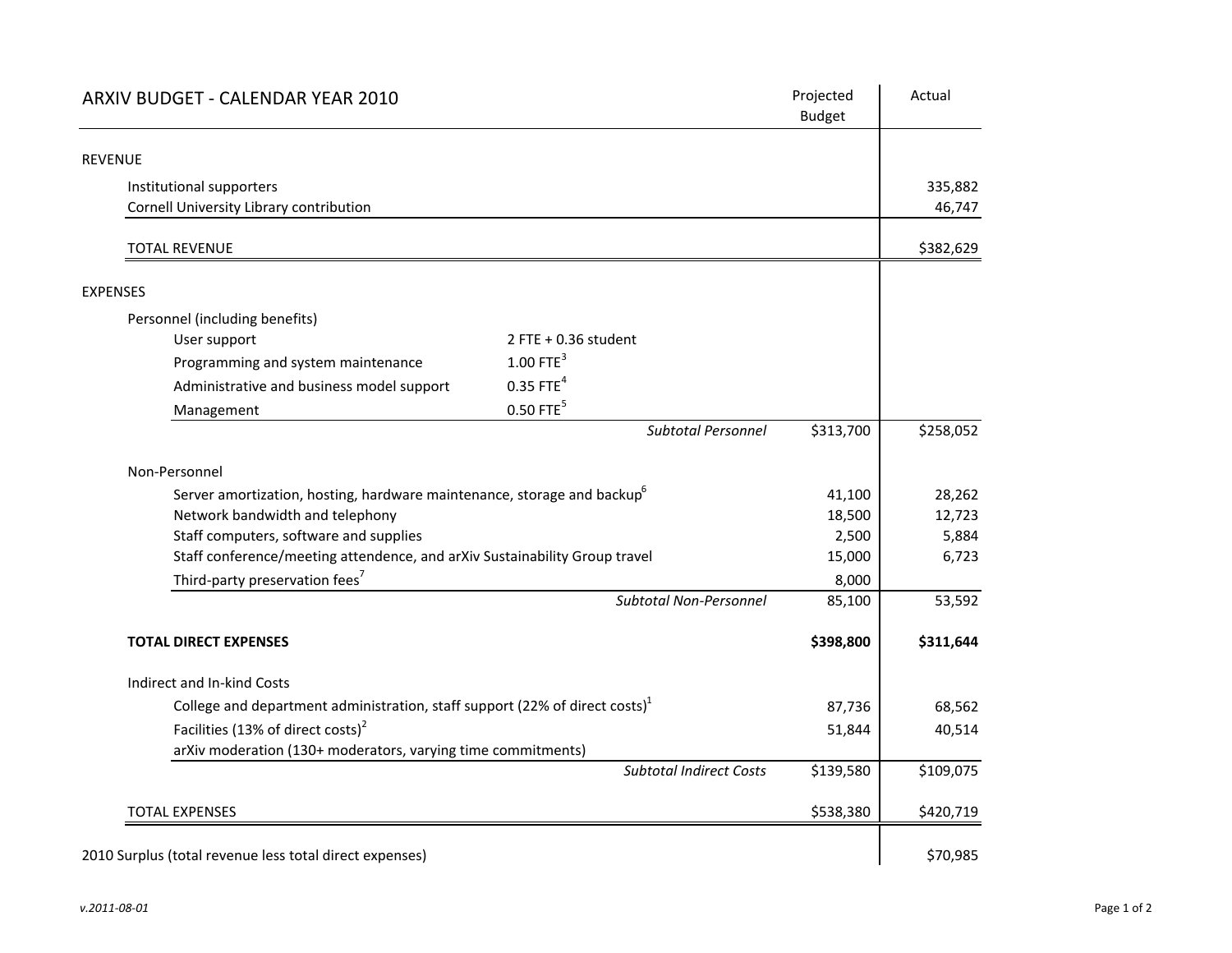# ARXIV BUDGET - CALENDAR YEAR 2010

| | | Projected Budget | Actual |
|---|---|---|---|
| **REVENUE** | | | |
| Institutional supporters | | | 335,882 |
| Cornell University Library contribution | | | 46,747 |
| TOTAL REVENUE | | | $382,629 |
| **EXPENSES** | | | |
| Personnel (including benefits) | | | |
| User support | 2 FTE + 0.36 student | | |
| Programming and system maintenance | 1.00 FTE[3] | | |
| Administrative and business model support | 0.35 FTE[4] | | |
| Management | 0.50 FTE[5] | | |
| *Subtotal Personnel* | | $313,700 | $258,052 |
| Non-Personnel | | | |
| Server amortization, hosting, hardware maintenance, storage and backup[6] | | 41,100 | 28,262 |
| Network bandwidth and telephony | | 18,500 | 12,723 |
| Staff computers, software and supplies | | 2,500 | 5,884 |
| Staff conference/meeting attendence, and arXiv Sustainability Group travel | | 15,000 | 6,723 |
| Third-party preservation fees[7] | | 8,000 | |
| *Subtotal Non-Personnel* | | 85,100 | 53,592 |
| **TOTAL DIRECT EXPENSES** | | **$398,800** | **$311,644** |
| Indirect and In-kind Costs | | | |
| College and department administration, staff support (22% of direct costs)[1] | | 87,736 | 68,562 |
| Facilities (13% of direct costs)[2] | | 51,844 | 40,514 |
| arXiv moderation (130+ moderators, varying time commitments) | | | |
| *Subtotal Indirect Costs* | | $139,580 | $109,075 |
| TOTAL EXPENSES | | $538,380 | $420,719 |
| 2010 Surplus (total revenue less total direct expenses) | | | $70,985 |

*v.2011-08-01*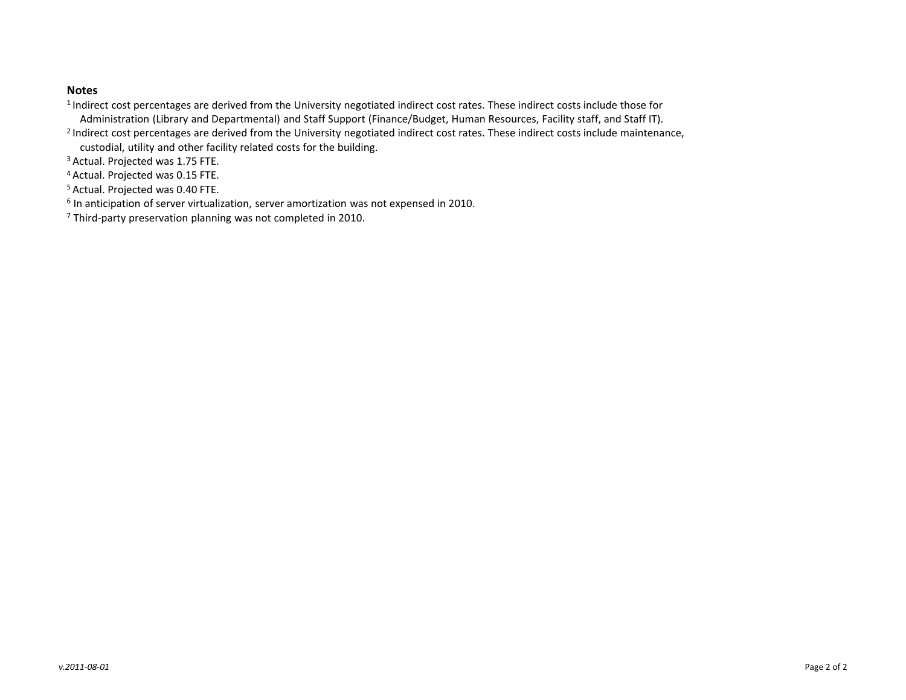**Notes**

[1] Indirect cost percentages are derived from the University negotiated indirect cost rates. These indirect costs include those for Administration (Library and Departmental) and Staff Support (Finance/Budget, Human Resources, Facility staff, and Staff IT).

[2] Indirect cost percentages are derived from the University negotiated indirect cost rates. These indirect costs include maintenance, custodial, utility and other facility related costs for the building.

[3] Actual. Projected was 1.75 FTE.

[4] Actual. Projected was 0.15 FTE.

[5] Actual. Projected was 0.40 FTE.

[6] In anticipation of server virtualization, server amortization was not expensed in 2010.

[7] Third-party preservation planning was not completed in 2010.

*v.2011-08-01*